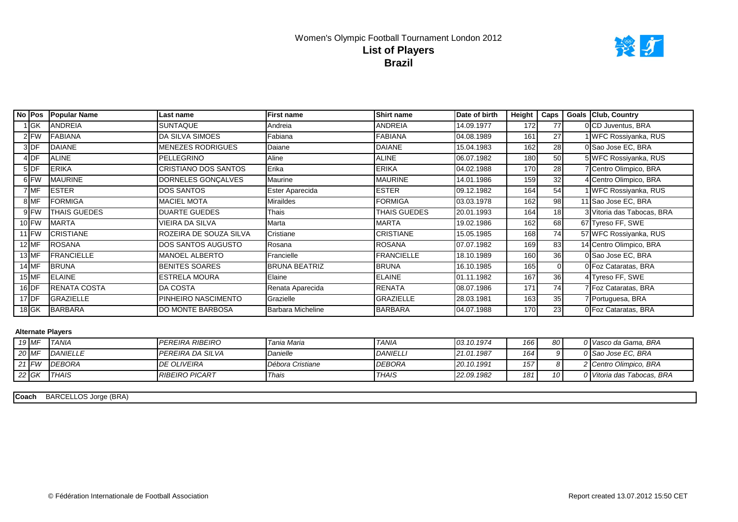# Women's Olympic Football Tournament London 2012

## List of Players

## Brazil

| No | Pos | Popular Name | Last name | First name | Shirt name | Date of birth | Height | Caps | Goals | Club, Country |
|---|---|---|---|---|---|---|---|---|---|---|
| 1 | GK | ANDREIA | SUNTAQUE | Andreia | ANDREIA | 14.09.1977 | 172 | 77 | 0 | CD Juventus, BRA |
| 2 | FW | FABIANA | DA SILVA SIMOES | Fabiana | FABIANA | 04.08.1989 | 161 | 27 | 1 | WFC Rossiyanka, RUS |
| 3 | DF | DAIANE | MENEZES RODRIGUES | Daiane | DAIANE | 15.04.1983 | 162 | 28 | 0 | Sao Jose EC, BRA |
| 4 | DF | ALINE | PELLEGRINO | Aline | ALINE | 06.07.1982 | 180 | 50 | 5 | WFC Rossiyanka, RUS |
| 5 | DF | ERIKA | CRISTIANO DOS SANTOS | Erika | ERIKA | 04.02.1988 | 170 | 28 | 7 | Centro Olimpico, BRA |
| 6 | FW | MAURINE | DORNELES GONÇALVES | Maurine | MAURINE | 14.01.1986 | 159 | 32 | 4 | Centro Olimpico, BRA |
| 7 | MF | ESTER | DOS SANTOS | Ester Aparecida | ESTER | 09.12.1982 | 164 | 54 | 1 | WFC Rossiyanka, RUS |
| 8 | MF | FORMIGA | MACIEL MOTA | Miraildes | FORMIGA | 03.03.1978 | 162 | 98 | 11 | Sao Jose EC, BRA |
| 9 | FW | THAIS GUEDES | DUARTE GUEDES | Thais | THAIS GUEDES | 20.01.1993 | 164 | 18 | 3 | Vitoria das Tabocas, BRA |
| 10 | FW | MARTA | VIEIRA DA SILVA | Marta | MARTA | 19.02.1986 | 162 | 68 | 67 | Tyreso FF, SWE |
| 11 | FW | CRISTIANE | ROZEIRA DE SOUZA SILVA | Cristiane | CRISTIANE | 15.05.1985 | 168 | 74 | 57 | WFC Rossiyanka, RUS |
| 12 | MF | ROSANA | DOS SANTOS AUGUSTO | Rosana | ROSANA | 07.07.1982 | 169 | 83 | 14 | Centro Olimpico, BRA |
| 13 | MF | FRANCIELLE | MANOEL ALBERTO | Francielle | FRANCIELLE | 18.10.1989 | 160 | 36 | 0 | Sao Jose EC, BRA |
| 14 | MF | BRUNA | BENITES SOARES | BRUNA BEATRIZ | BRUNA | 16.10.1985 | 165 | 0 | 0 | Foz Cataratas, BRA |
| 15 | MF | ELAINE | ESTRELA MOURA | Elaine | ELAINE | 01.11.1982 | 167 | 36 | 4 | Tyreso FF, SWE |
| 16 | DF | RENATA COSTA | DA COSTA | Renata Aparecida | RENATA | 08.07.1986 | 171 | 74 | 7 | Foz Cataratas, BRA |
| 17 | DF | GRAZIELLE | PINHEIRO NASCIMENTO | Grazielle | GRAZIELLE | 28.03.1981 | 163 | 35 | 7 | Portuguesa, BRA |
| 18 | GK | BARBARA | DO MONTE BARBOSA | Barbara Micheline | BARBARA | 04.07.1988 | 170 | 23 | 0 | Foz Cataratas, BRA |

**Alternate Players**

| No | Pos | Popular Name | Last name | First name | Shirt name | Date of birth | Height | Caps | Goals | Club, Country |
|---|---|---|---|---|---|---|---|---|---|---|
| *19* | *MF* | *TANIA* | *PEREIRA RIBEIRO* | *Tania Maria* | *TANIA* | *03.10.1974* | *166* | *80* | *0* | *Vasco da Gama, BRA* |
| *20* | *MF* | *DANIELLE* | *PEREIRA DA SILVA* | *Danielle* | *DANIELLI* | *21.01.1987* | *164* | *9* | *0* | *Sao Jose EC, BRA* |
| *21* | *FW* | *DEBORA* | *DE OLIVEIRA* | *Débora Cristiane* | *DEBORA* | *20.10.1991* | *157* | *8* | *2* | *Centro Olimpico, BRA* |
| *22* | *GK* | *THAIS* | *RIBEIRO PICART* | *Thais* | *THAIS* | *22.09.1982* | *181* | *10* | *0* | *Vitoria das Tabocas, BRA* |

**Coach** BARCELLOS Jorge (BRA)

© Fédération Internationale de Football Association

Report created 13.07.2012 15:50 CET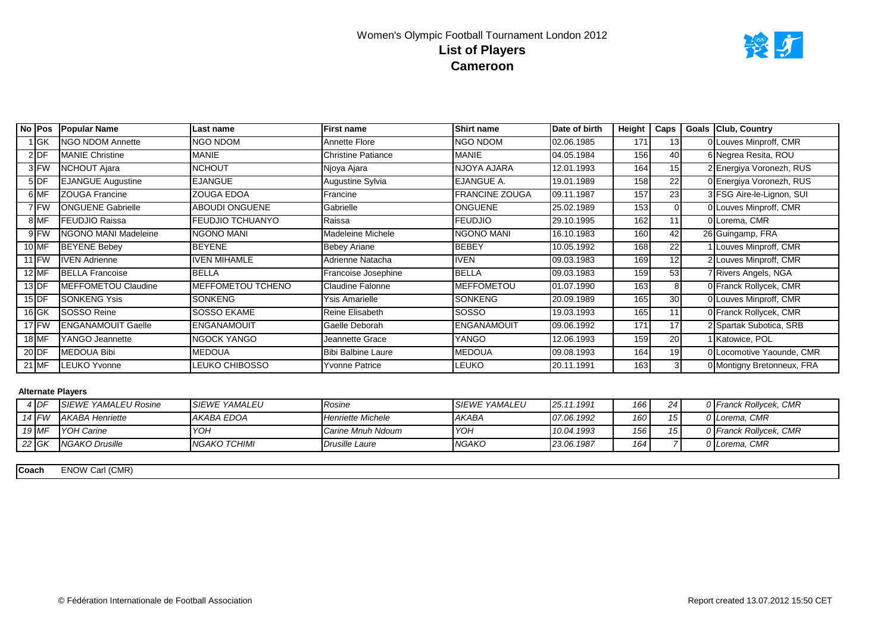# Women's Olympic Football Tournament London 2012

## List of Players

## Cameroon

| No | Pos | Popular Name | Last name | First name | Shirt name | Date of birth | Height | Caps | Goals | Club, Country |
|---|---|---|---|---|---|---|---|---|---|---|
| 1 | GK | NGO NDOM Annette | NGO NDOM | Annette Flore | NGO NDOM | 02.06.1985 | 171 | 13 | 0 | Louves Minproff, CMR |
| 2 | DF | MANIE Christine | MANIE | Christine Patiance | MANIE | 04.05.1984 | 156 | 40 | 6 | Negrea Resita, ROU |
| 3 | FW | NCHOUT Ajara | NCHOUT | Njoya Ajara | NJOYA AJARA | 12.01.1993 | 164 | 15 | 2 | Energiya Voronezh, RUS |
| 5 | DF | EJANGUE Augustine | EJANGUE | Augustine Sylvia | EJANGUE A. | 19.01.1989 | 158 | 22 | 0 | Energiya Voronezh, RUS |
| 6 | MF | ZOUGA Francine | ZOUGA EDOA | Francine | FRANCINE ZOUGA | 09.11.1987 | 157 | 23 | 3 | FSG Aire-le-Lignon, SUI |
| 7 | FW | ONGUENE Gabrielle | ABOUDI ONGUENE | Gabrielle | ONGUENE | 25.02.1989 | 153 | 0 | 0 | Louves Minproff, CMR |
| 8 | MF | FEUDJIO Raissa | FEUDJIO TCHUANYO | Raissa | FEUDJIO | 29.10.1995 | 162 | 11 | 0 | Lorema, CMR |
| 9 | FW | NGONO MANI Madeleine | NGONO MANI | Madeleine Michele | NGONO MANI | 16.10.1983 | 160 | 42 | 26 | Guingamp, FRA |
| 10 | MF | BEYENE Bebey | BEYENE | Bebey Ariane | BEBEY | 10.05.1992 | 168 | 22 | 1 | Louves Minproff, CMR |
| 11 | FW | IVEN Adrienne | IVEN MIHAMLE | Adrienne Natacha | IVEN | 09.03.1983 | 169 | 12 | 2 | Louves Minproff, CMR |
| 12 | MF | BELLA Francoise | BELLA | Francoise Josephine | BELLA | 09.03.1983 | 159 | 53 | 7 | Rivers Angels, NGA |
| 13 | DF | MEFFOMETOU Claudine | MEFFOMETOU TCHENO | Claudine Falonne | MEFFOMETOU | 01.07.1990 | 163 | 8 | 0 | Franck Rollycek, CMR |
| 15 | DF | SONKENG Ysis | SONKENG | Ysis Amarielle | SONKENG | 20.09.1989 | 165 | 30 | 0 | Louves Minproff, CMR |
| 16 | GK | SOSSO Reine | SOSSO EKAME | Reine Elisabeth | SOSSO | 19.03.1993 | 165 | 11 | 0 | Franck Rollycek, CMR |
| 17 | FW | ENGANAMOUIT Gaelle | ENGANAMOUIT | Gaelle Deborah | ENGANAMOUIT | 09.06.1992 | 171 | 17 | 2 | Spartak Subotica, SRB |
| 18 | MF | YANGO Jeannette | NGOCK YANGO | Jeannette Grace | YANGO | 12.06.1993 | 159 | 20 | 1 | Katowice, POL |
| 20 | DF | MEDOUA Bibi | MEDOUA | Bibi Balbine Laure | MEDOUA | 09.08.1993 | 164 | 19 | 0 | Locomotive Yaounde, CMR |
| 21 | MF | LEUKO Yvonne | LEUKO CHIBOSSO | Yvonne Patrice | LEUKO | 20.11.1991 | 163 | 3 | 0 | Montigny Bretonneux, FRA |

**Alternate Players**

| No | Pos | Popular Name | Last name | First name | Shirt name | Date of birth | Height | Caps | Goals | Club, Country |
|---|---|---|---|---|---|---|---|---|---|---|
| *4* | *DF* | *SIEWE YAMALEU Rosine* | *SIEWE YAMALEU* | *Rosine* | *SIEWE YAMALEU* | *25.11.1991* | *166* | *24* | *0* | *Franck Rollycek, CMR* |
| *14* | *FW* | *AKABA Henriette* | *AKABA EDOA* | *Henriette Michele* | *AKABA* | *07.06.1992* | *160* | *15* | *0* | *Lorema, CMR* |
| *19* | *MF* | *YOH Carine* | *YOH* | *Carine Mnuh Ndoum* | *YOH* | *10.04.1993* | *156* | *15* | *0* | *Franck Rollycek, CMR* |
| *22* | *GK* | *NGAKO Drusille* | *NGAKO TCHIMI* | *Drusille Laure* | *NGAKO* | *23.06.1987* | *164* | *7* | *0* | *Lorema, CMR* |

**Coach** ENOW Carl (CMR)

© Fédération Internationale de Football Association

Report created 13.07.2012 15:50 CET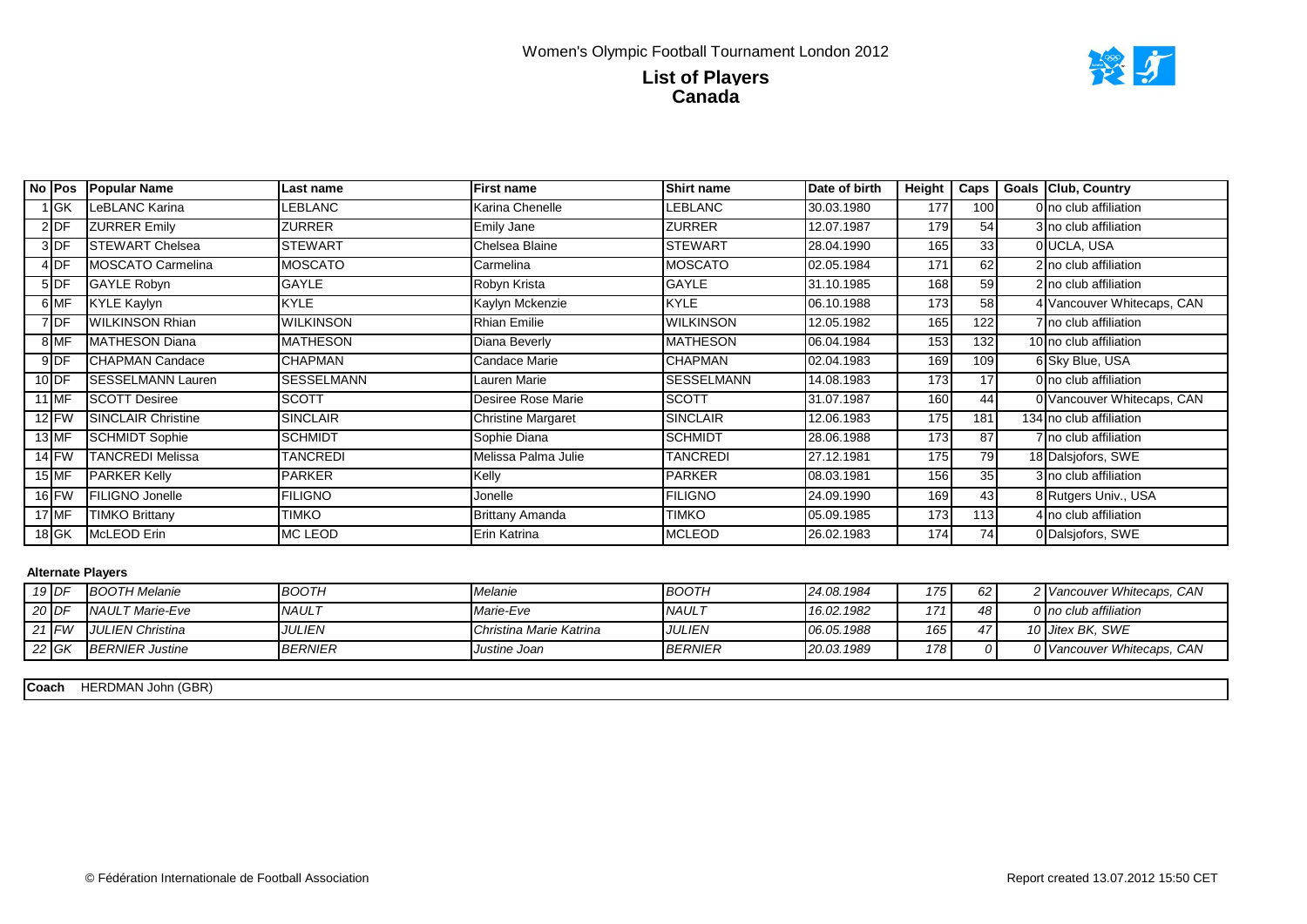Women's Olympic Football Tournament London 2012

# List of Players
## Canada

| No | Pos | Popular Name | Last name | First name | Shirt name | Date of birth | Height | Caps | Goals | Club, Country |
|---|---|---|---|---|---|---|---|---|---|---|
| 1 | GK | LeBLANC Karina | LEBLANC | Karina Chenelle | LEBLANC | 30.03.1980 | 177 | 100 | 0 | no club affiliation |
| 2 | DF | ZURRER Emily | ZURRER | Emily Jane | ZURRER | 12.07.1987 | 179 | 54 | 3 | no club affiliation |
| 3 | DF | STEWART Chelsea | STEWART | Chelsea Blaine | STEWART | 28.04.1990 | 165 | 33 | 0 | UCLA, USA |
| 4 | DF | MOSCATO Carmelina | MOSCATO | Carmelina | MOSCATO | 02.05.1984 | 171 | 62 | 2 | no club affiliation |
| 5 | DF | GAYLE Robyn | GAYLE | Robyn Krista | GAYLE | 31.10.1985 | 168 | 59 | 2 | no club affiliation |
| 6 | MF | KYLE Kaylyn | KYLE | Kaylyn Mckenzie | KYLE | 06.10.1988 | 173 | 58 | 4 | Vancouver Whitecaps, CAN |
| 7 | DF | WILKINSON Rhian | WILKINSON | Rhian Emilie | WILKINSON | 12.05.1982 | 165 | 122 | 7 | no club affiliation |
| 8 | MF | MATHESON Diana | MATHESON | Diana Beverly | MATHESON | 06.04.1984 | 153 | 132 | 10 | no club affiliation |
| 9 | DF | CHAPMAN Candace | CHAPMAN | Candace Marie | CHAPMAN | 02.04.1983 | 169 | 109 | 6 | Sky Blue, USA |
| 10 | DF | SESSELMANN Lauren | SESSELMANN | Lauren Marie | SESSELMANN | 14.08.1983 | 173 | 17 | 0 | no club affiliation |
| 11 | MF | SCOTT Desiree | SCOTT | Desiree Rose Marie | SCOTT | 31.07.1987 | 160 | 44 | 0 | Vancouver Whitecaps, CAN |
| 12 | FW | SINCLAIR Christine | SINCLAIR | Christine Margaret | SINCLAIR | 12.06.1983 | 175 | 181 | 134 | no club affiliation |
| 13 | MF | SCHMIDT Sophie | SCHMIDT | Sophie Diana | SCHMIDT | 28.06.1988 | 173 | 87 | 7 | no club affiliation |
| 14 | FW | TANCREDI Melissa | TANCREDI | Melissa Palma Julie | TANCREDI | 27.12.1981 | 175 | 79 | 18 | Dalsjofors, SWE |
| 15 | MF | PARKER Kelly | PARKER | Kelly | PARKER | 08.03.1981 | 156 | 35 | 3 | no club affiliation |
| 16 | FW | FILIGNO Jonelle | FILIGNO | Jonelle | FILIGNO | 24.09.1990 | 169 | 43 | 8 | Rutgers Univ., USA |
| 17 | MF | TIMKO Brittany | TIMKO | Brittany Amanda | TIMKO | 05.09.1985 | 173 | 113 | 4 | no club affiliation |
| 18 | GK | McLEOD Erin | MC LEOD | Erin Katrina | MCLEOD | 26.02.1983 | 174 | 74 | 0 | Dalsjofors, SWE |

**Alternate Players**

| No | Pos | Popular Name | Last name | First name | Shirt name | Date of birth | Height | Caps | Goals | Club, Country |
|---|---|---|---|---|---|---|---|---|---|---|
| *19* | *DF* | *BOOTH Melanie* | *BOOTH* | *Melanie* | *BOOTH* | *24.08.1984* | *175* | *62* | *2* | *Vancouver Whitecaps, CAN* |
| *20* | *DF* | *NAULT Marie-Eve* | *NAULT* | *Marie-Eve* | *NAULT* | *16.02.1982* | *171* | *48* | *0* | *no club affiliation* |
| *21* | *FW* | *JULIEN Christina* | *JULIEN* | *Christina Marie Katrina* | *JULIEN* | *06.05.1988* | *165* | *47* | *10* | *Jitex BK, SWE* |
| *22* | *GK* | *BERNIER Justine* | *BERNIER* | *Justine Joan* | *BERNIER* | *20.03.1989* | *178* | *0* | *0* | *Vancouver Whitecaps, CAN* |

**Coach** HERDMAN John (GBR)

© Fédération Internationale de Football Association

Report created 13.07.2012 15:50 CET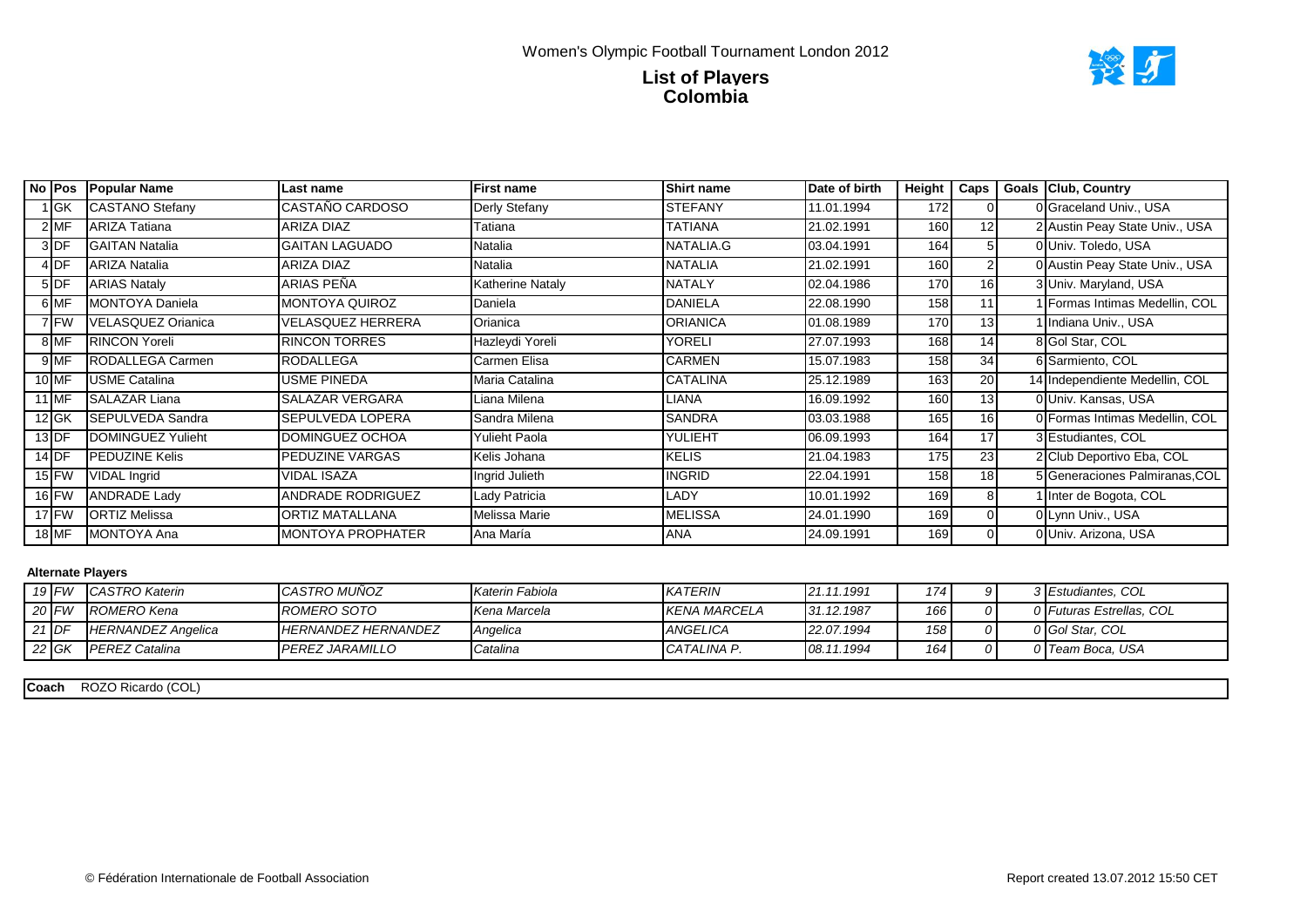Women's Olympic Football Tournament London 2012

# List of Players
## Colombia

| No | Pos | Popular Name | Last name | First name | Shirt name | Date of birth | Height | Caps | Goals | Club, Country |
|---|---|---|---|---|---|---|---|---|---|---|
| 1 | GK | CASTANO Stefany | CASTAÑO CARDOSO | Derly Stefany | STEFANY | 11.01.1994 | 172 | 0 | 0 | Graceland Univ., USA |
| 2 | MF | ARIZA Tatiana | ARIZA DIAZ | Tatiana | TATIANA | 21.02.1991 | 160 | 12 | 2 | Austin Peay State Univ., USA |
| 3 | DF | GAITAN Natalia | GAITAN LAGUADO | Natalia | NATALIA.G | 03.04.1991 | 164 | 5 | 0 | Univ. Toledo, USA |
| 4 | DF | ARIZA Natalia | ARIZA DIAZ | Natalia | NATALIA | 21.02.1991 | 160 | 2 | 0 | Austin Peay State Univ., USA |
| 5 | DF | ARIAS Nataly | ARIAS PEÑA | Katherine Nataly | NATALY | 02.04.1986 | 170 | 16 | 3 | Univ. Maryland, USA |
| 6 | MF | MONTOYA Daniela | MONTOYA QUIROZ | Daniela | DANIELA | 22.08.1990 | 158 | 11 | 1 | Formas Intimas Medellin, COL |
| 7 | FW | VELASQUEZ Orianica | VELASQUEZ HERRERA | Orianica | ORIANICA | 01.08.1989 | 170 | 13 | 1 | Indiana Univ., USA |
| 8 | MF | RINCON Yoreli | RINCON TORRES | Hazleydi Yoreli | YORELI | 27.07.1993 | 168 | 14 | 8 | Gol Star, COL |
| 9 | MF | RODALLEGA Carmen | RODALLEGA | Carmen Elisa | CARMEN | 15.07.1983 | 158 | 34 | 6 | Sarmiento, COL |
| 10 | MF | USME Catalina | USME PINEDA | Maria Catalina | CATALINA | 25.12.1989 | 163 | 20 | 14 | Independiente Medellin, COL |
| 11 | MF | SALAZAR Liana | SALAZAR VERGARA | Liana Milena | LIANA | 16.09.1992 | 160 | 13 | 0 | Univ. Kansas, USA |
| 12 | GK | SEPULVEDA Sandra | SEPULVEDA LOPERA | Sandra Milena | SANDRA | 03.03.1988 | 165 | 16 | 0 | Formas Intimas Medellin, COL |
| 13 | DF | DOMINGUEZ Yulieht | DOMINGUEZ OCHOA | Yulieht Paola | YULIEHT | 06.09.1993 | 164 | 17 | 3 | Estudiantes, COL |
| 14 | DF | PEDUZINE Kelis | PEDUZINE VARGAS | Kelis Johana | KELIS | 21.04.1983 | 175 | 23 | 2 | Club Deportivo Eba, COL |
| 15 | FW | VIDAL Ingrid | VIDAL ISAZA | Ingrid Julieth | INGRID | 22.04.1991 | 158 | 18 | 5 | Generaciones Palmiranas,COL |
| 16 | FW | ANDRADE Lady | ANDRADE RODRIGUEZ | Lady Patricia | LADY | 10.01.1992 | 169 | 8 | 1 | Inter de Bogota, COL |
| 17 | FW | ORTIZ Melissa | ORTIZ MATALLANA | Melissa Marie | MELISSA | 24.01.1990 | 169 | 0 | 0 | Lynn Univ., USA |
| 18 | MF | MONTOYA Ana | MONTOYA PROPHATER | Ana María | ANA | 24.09.1991 | 169 | 0 | 0 | Univ. Arizona, USA |

**Alternate Players**

| No | Pos | Popular Name | Last name | First name | Shirt name | Date of birth | Height | Caps | Goals | Club, Country |
|---|---|---|---|---|---|---|---|---|---|---|
| *19* | *FW* | *CASTRO Katerin* | *CASTRO MUÑOZ* | *Katerin Fabiola* | *KATERIN* | *21.11.1991* | *174* | *9* | *3* | *Estudiantes, COL* |
| *20* | *FW* | *ROMERO Kena* | *ROMERO SOTO* | *Kena Marcela* | *KENA MARCELA* | *31.12.1987* | *166* | *0* | *0* | *Futuras Estrellas, COL* |
| *21* | *DF* | *HERNANDEZ Angelica* | *HERNANDEZ HERNANDEZ* | *Angelica* | *ANGELICA* | *22.07.1994* | *158* | *0* | *0* | *Gol Star, COL* |
| *22* | *GK* | *PEREZ Catalina* | *PEREZ JARAMILLO* | *Catalina* | *CATALINA P.* | *08.11.1994* | *164* | *0* | *0* | *Team Boca, USA* |

**Coach** ROZO Ricardo (COL)

© Fédération Internationale de Football Association

Report created 13.07.2012 15:50 CET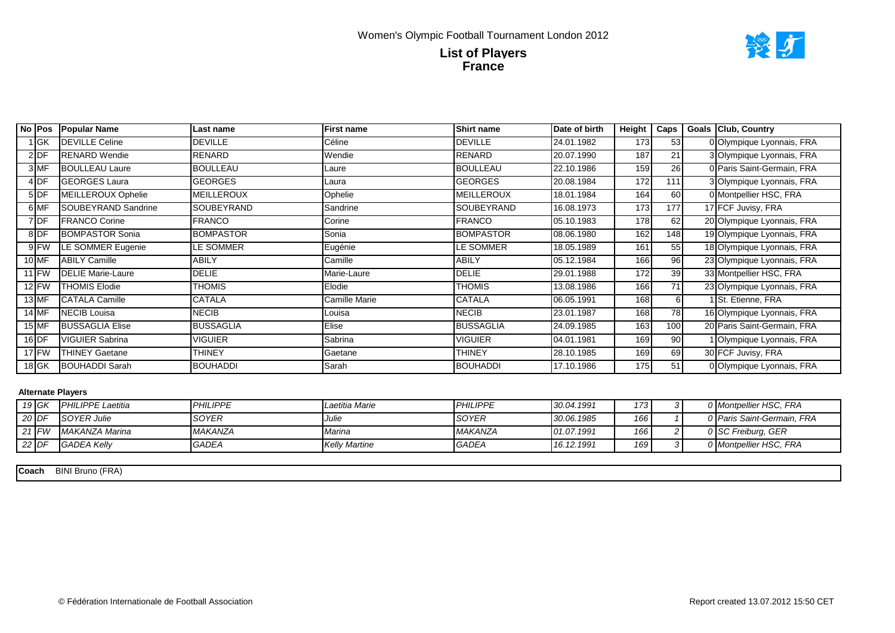Women's Olympic Football Tournament London 2012

# List of Players
## France

| No | Pos | Popular Name | Last name | First name | Shirt name | Date of birth | Height | Caps | Goals | Club, Country |
|---|---|---|---|---|---|---|---|---|---|---|
| 1 | GK | DEVILLE Celine | DEVILLE | Céline | DEVILLE | 24.01.1982 | 173 | 53 | 0 | Olympique Lyonnais, FRA |
| 2 | DF | RENARD Wendie | RENARD | Wendie | RENARD | 20.07.1990 | 187 | 21 | 3 | Olympique Lyonnais, FRA |
| 3 | MF | BOULLEAU Laure | BOULLEAU | Laure | BOULLEAU | 22.10.1986 | 159 | 26 | 0 | Paris Saint-Germain, FRA |
| 4 | DF | GEORGES Laura | GEORGES | Laura | GEORGES | 20.08.1984 | 172 | 111 | 3 | Olympique Lyonnais, FRA |
| 5 | DF | MEILLEROUX Ophelie | MEILLEROUX | Ophelie | MEILLEROUX | 18.01.1984 | 164 | 60 | 0 | Montpellier HSC, FRA |
| 6 | MF | SOUBEYRAND Sandrine | SOUBEYRAND | Sandrine | SOUBEYRAND | 16.08.1973 | 173 | 177 | 17 | FCF Juvisy, FRA |
| 7 | DF | FRANCO Corine | FRANCO | Corine | FRANCO | 05.10.1983 | 178 | 62 | 20 | Olympique Lyonnais, FRA |
| 8 | DF | BOMPASTOR Sonia | BOMPASTOR | Sonia | BOMPASTOR | 08.06.1980 | 162 | 148 | 19 | Olympique Lyonnais, FRA |
| 9 | FW | LE SOMMER Eugenie | LE SOMMER | Eugénie | LE SOMMER | 18.05.1989 | 161 | 55 | 18 | Olympique Lyonnais, FRA |
| 10 | MF | ABILY Camille | ABILY | Camille | ABILY | 05.12.1984 | 166 | 96 | 23 | Olympique Lyonnais, FRA |
| 11 | FW | DELIE Marie-Laure | DELIE | Marie-Laure | DELIE | 29.01.1988 | 172 | 39 | 33 | Montpellier HSC, FRA |
| 12 | FW | THOMIS Elodie | THOMIS | Elodie | THOMIS | 13.08.1986 | 166 | 71 | 23 | Olympique Lyonnais, FRA |
| 13 | MF | CATALA Camille | CATALA | Camille Marie | CATALA | 06.05.1991 | 168 | 6 | 1 | St. Etienne, FRA |
| 14 | MF | NECIB Louisa | NECIB | Louisa | NECIB | 23.01.1987 | 168 | 78 | 16 | Olympique Lyonnais, FRA |
| 15 | MF | BUSSAGLIA Elise | BUSSAGLIA | Elise | BUSSAGLIA | 24.09.1985 | 163 | 100 | 20 | Paris Saint-Germain, FRA |
| 16 | DF | VIGUIER Sabrina | VIGUIER | Sabrina | VIGUIER | 04.01.1981 | 169 | 90 | 1 | Olympique Lyonnais, FRA |
| 17 | FW | THINEY Gaetane | THINEY | Gaetane | THINEY | 28.10.1985 | 169 | 69 | 30 | FCF Juvisy, FRA |
| 18 | GK | BOUHADDI Sarah | BOUHADDI | Sarah | BOUHADDI | 17.10.1986 | 175 | 51 | 0 | Olympique Lyonnais, FRA |

**Alternate Players**

| No | Pos | Popular Name | Last name | First name | Shirt name | Date of birth | Height | Caps | Goals | Club, Country |
|---|---|---|---|---|---|---|---|---|---|---|
| *19* | *GK* | *PHILIPPE Laetitia* | *PHILIPPE* | *Laetitia Marie* | *PHILIPPE* | *30.04.1991* | *173* | *3* | *0* | *Montpellier HSC, FRA* |
| *20* | *DF* | *SOYER Julie* | *SOYER* | *Julie* | *SOYER* | *30.06.1985* | *166* | *1* | *0* | *Paris Saint-Germain, FRA* |
| *21* | *FW* | *MAKANZA Marina* | *MAKANZA* | *Marina* | *MAKANZA* | *01.07.1991* | *166* | *2* | *0* | *SC Freiburg, GER* |
| *22* | *DF* | *GADEA Kelly* | *GADEA* | *Kelly Martine* | *GADEA* | *16.12.1991* | *169* | *3* | *0* | *Montpellier HSC, FRA* |

**Coach** BINI Bruno (FRA)

© Fédération Internationale de Football Association

Report created 13.07.2012 15:50 CET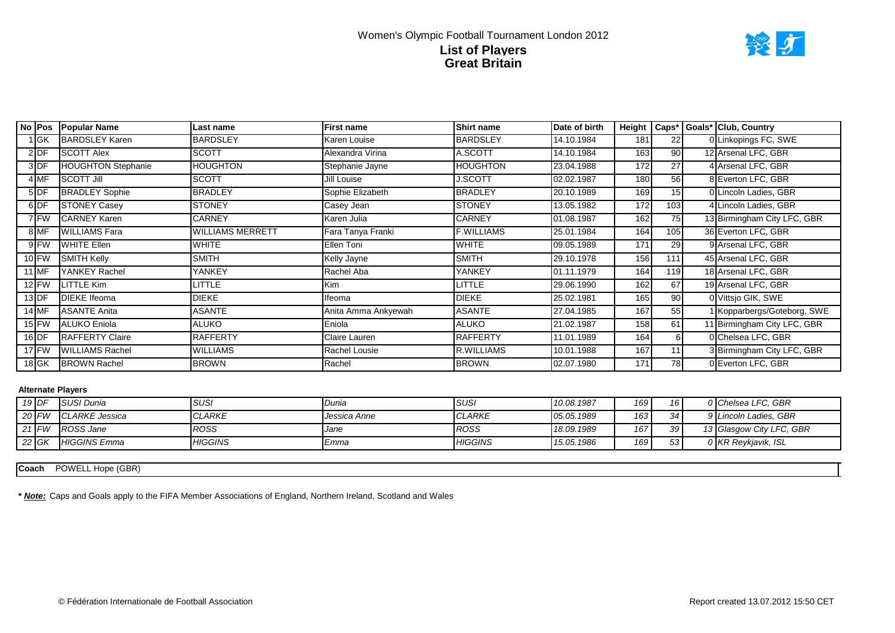Women's Olympic Football Tournament London 2012

# List of Players
## Great Britain

| No | Pos | Popular Name | Last name | First name | Shirt name | Date of birth | Height | Caps* | Goals* | Club, Country |
|---|---|---|---|---|---|---|---|---|---|---|
| 1 | GK | BARDSLEY Karen | BARDSLEY | Karen Louise | BARDSLEY | 14.10.1984 | 181 | 22 | 0 | Linkopings FC, SWE |
| 2 | DF | SCOTT Alex | SCOTT | Alexandra Virina | A.SCOTT | 14.10.1984 | 163 | 90 | 12 | Arsenal LFC, GBR |
| 3 | DF | HOUGHTON Stephanie | HOUGHTON | Stephanie Jayne | HOUGHTON | 23.04.1988 | 172 | 27 | 4 | Arsenal LFC, GBR |
| 4 | MF | SCOTT Jill | SCOTT | Jill Louise | J.SCOTT | 02.02.1987 | 180 | 56 | 8 | Everton LFC, GBR |
| 5 | DF | BRADLEY Sophie | BRADLEY | Sophie Elizabeth | BRADLEY | 20.10.1989 | 169 | 15 | 0 | Lincoln Ladies, GBR |
| 6 | DF | STONEY Casey | STONEY | Casey Jean | STONEY | 13.05.1982 | 172 | 103 | 4 | Lincoln Ladies, GBR |
| 7 | FW | CARNEY Karen | CARNEY | Karen Julia | CARNEY | 01.08.1987 | 162 | 75 | 13 | Birmingham City LFC, GBR |
| 8 | MF | WILLIAMS Fara | WILLIAMS MERRETT | Fara Tanya Franki | F.WILLIAMS | 25.01.1984 | 164 | 105 | 36 | Everton LFC, GBR |
| 9 | FW | WHITE Ellen | WHITE | Ellen Toni | WHITE | 09.05.1989 | 171 | 29 | 9 | Arsenal LFC, GBR |
| 10 | FW | SMITH Kelly | SMITH | Kelly Jayne | SMITH | 29.10.1978 | 156 | 111 | 45 | Arsenal LFC, GBR |
| 11 | MF | YANKEY Rachel | YANKEY | Rachel Aba | YANKEY | 01.11.1979 | 164 | 119 | 18 | Arsenal LFC, GBR |
| 12 | FW | LITTLE Kim | LITTLE | Kim | LITTLE | 29.06.1990 | 162 | 67 | 19 | Arsenal LFC, GBR |
| 13 | DF | DIEKE Ifeoma | DIEKE | Ifeoma | DIEKE | 25.02.1981 | 165 | 90 | 0 | Vittsjo GIK, SWE |
| 14 | MF | ASANTE Anita | ASANTE | Anita Amma Ankyewah | ASANTE | 27.04.1985 | 167 | 55 | 1 | Kopparbergs/Goteborg, SWE |
| 15 | FW | ALUKO Eniola | ALUKO | Eniola | ALUKO | 21.02.1987 | 158 | 61 | 11 | Birmingham City LFC, GBR |
| 16 | DF | RAFFERTY Claire | RAFFERTY | Claire Lauren | RAFFERTY | 11.01.1989 | 164 | 6 | 0 | Chelsea LFC, GBR |
| 17 | FW | WILLIAMS Rachel | WILLIAMS | Rachel Lousie | R.WILLIAMS | 10.01.1988 | 167 | 11 | 3 | Birmingham City LFC, GBR |
| 18 | GK | BROWN Rachel | BROWN | Rachel | BROWN | 02.07.1980 | 171 | 78 | 0 | Everton LFC, GBR |

**Alternate Players**

| No | Pos | Popular Name | Last name | First name | Shirt name | Date of birth | Height | Caps* | Goals* | Club, Country |
|---|---|---|---|---|---|---|---|---|---|---|
| *19* | *DF* | *SUSI Dunia* | *SUSI* | *Dunia* | *SUSI* | *10.08.1987* | *169* | *16* | *0* | *Chelsea LFC, GBR* |
| *20* | *FW* | *CLARKE Jessica* | *CLARKE* | *Jessica Anne* | *CLARKE* | *05.05.1989* | *163* | *34* | *9* | *Lincoln Ladies, GBR* |
| *21* | *FW* | *ROSS Jane* | *ROSS* | *Jane* | *ROSS* | *18.09.1989* | *167* | *39* | *13* | *Glasgow City LFC, GBR* |
| *22* | *GK* | *HIGGINS Emma* | *HIGGINS* | *Emma* | *HIGGINS* | *15.05.1986* | *169* | *53* | *0* | *KR Reykjavik, ISL* |

**Coach** POWELL Hope (GBR)

***Note:*** Caps and Goals apply to the FIFA Member Associations of England, Northern Ireland, Scotland and Wales

© Fédération Internationale de Football Association

Report created 13.07.2012 15:50 CET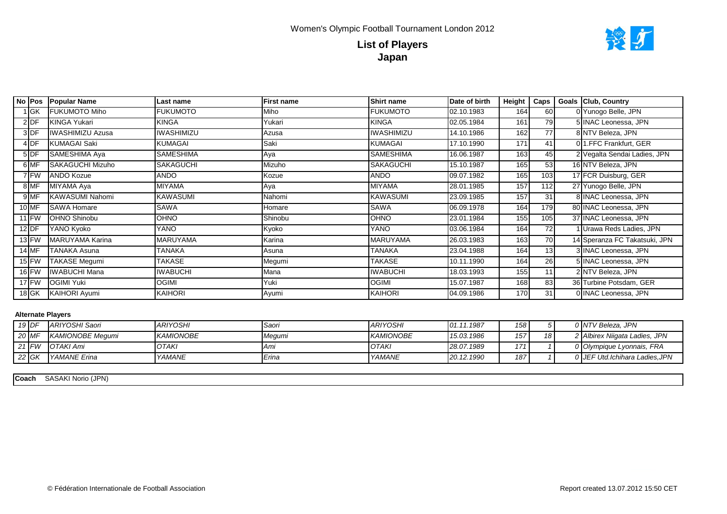Women's Olympic Football Tournament London 2012

# List of Players
## Japan

| No | Pos | Popular Name | Last name | First name | Shirt name | Date of birth | Height | Caps | Goals | Club, Country |
|---|---|---|---|---|---|---|---|---|---|---|
| 1 | GK | FUKUMOTO Miho | FUKUMOTO | Miho | FUKUMOTO | 02.10.1983 | 164 | 60 | 0 | Yunogo Belle, JPN |
| 2 | DF | KINGA Yukari | KINGA | Yukari | KINGA | 02.05.1984 | 161 | 79 | 5 | INAC Leonessa, JPN |
| 3 | DF | IWASHIMIZU Azusa | IWASHIMIZU | Azusa | IWASHIMIZU | 14.10.1986 | 162 | 77 | 8 | NTV Beleza, JPN |
| 4 | DF | KUMAGAI Saki | KUMAGAI | Saki | KUMAGAI | 17.10.1990 | 171 | 41 | 0 | 1.FFC Frankfurt, GER |
| 5 | DF | SAMESHIMA Aya | SAMESHIMA | Aya | SAMESHIMA | 16.06.1987 | 163 | 45 | 2 | Vegalta Sendai Ladies, JPN |
| 6 | MF | SAKAGUCHI Mizuho | SAKAGUCHI | Mizuho | SAKAGUCHI | 15.10.1987 | 165 | 53 | 16 | NTV Beleza, JPN |
| 7 | FW | ANDO Kozue | ANDO | Kozue | ANDO | 09.07.1982 | 165 | 103 | 17 | FCR Duisburg, GER |
| 8 | MF | MIYAMA Aya | MIYAMA | Aya | MIYAMA | 28.01.1985 | 157 | 112 | 27 | Yunogo Belle, JPN |
| 9 | MF | KAWASUMI Nahomi | KAWASUMI | Nahomi | KAWASUMI | 23.09.1985 | 157 | 31 | 8 | INAC Leonessa, JPN |
| 10 | MF | SAWA Homare | SAWA | Homare | SAWA | 06.09.1978 | 164 | 179 | 80 | INAC Leonessa, JPN |
| 11 | FW | OHNO Shinobu | OHNO | Shinobu | OHNO | 23.01.1984 | 155 | 105 | 37 | INAC Leonessa, JPN |
| 12 | DF | YANO Kyoko | YANO | Kyoko | YANO | 03.06.1984 | 164 | 72 | 1 | Urawa Reds Ladies, JPN |
| 13 | FW | MARUYAMA Karina | MARUYAMA | Karina | MARUYAMA | 26.03.1983 | 163 | 70 | 14 | Speranza FC Takatsuki, JPN |
| 14 | MF | TANAKA Asuna | TANAKA | Asuna | TANAKA | 23.04.1988 | 164 | 13 | 3 | INAC Leonessa, JPN |
| 15 | FW | TAKASE Megumi | TAKASE | Megumi | TAKASE | 10.11.1990 | 164 | 26 | 5 | INAC Leonessa, JPN |
| 16 | FW | IWABUCHI Mana | IWABUCHI | Mana | IWABUCHI | 18.03.1993 | 155 | 11 | 2 | NTV Beleza, JPN |
| 17 | FW | OGIMI Yuki | OGIMI | Yuki | OGIMI | 15.07.1987 | 168 | 83 | 36 | Turbine Potsdam, GER |
| 18 | GK | KAIHORI Ayumi | KAIHORI | Ayumi | KAIHORI | 04.09.1986 | 170 | 31 | 0 | INAC Leonessa, JPN |

**Alternate Players**

| No | Pos | Popular Name | Last name | First name | Shirt name | Date of birth | Height | Caps | Goals | Club, Country |
|---|---|---|---|---|---|---|---|---|---|---|
| *19* | *DF* | *ARIYOSHI Saori* | *ARIYOSHI* | *Saori* | *ARIYOSHI* | *01.11.1987* | *158* | *5* | *0* | *NTV Beleza, JPN* |
| *20* | *MF* | *KAMIONOBE Megumi* | *KAMIONOBE* | *Megumi* | *KAMIONOBE* | *15.03.1986* | *157* | *18* | *2* | *Albirex Niigata Ladies, JPN* |
| *21* | *FW* | *OTAKI Ami* | *OTAKI* | *Ami* | *OTAKI* | *28.07.1989* | *171* | *1* | *0* | *Olympique Lyonnais, FRA* |
| *22* | *GK* | *YAMANE Erina* | *YAMANE* | *Erina* | *YAMANE* | *20.12.1990* | *187* | *1* | *0* | *JEF Utd.Ichihara Ladies,JPN* |

**Coach** SASAKI Norio (JPN)

© Fédération Internationale de Football Association

Report created 13.07.2012 15:50 CET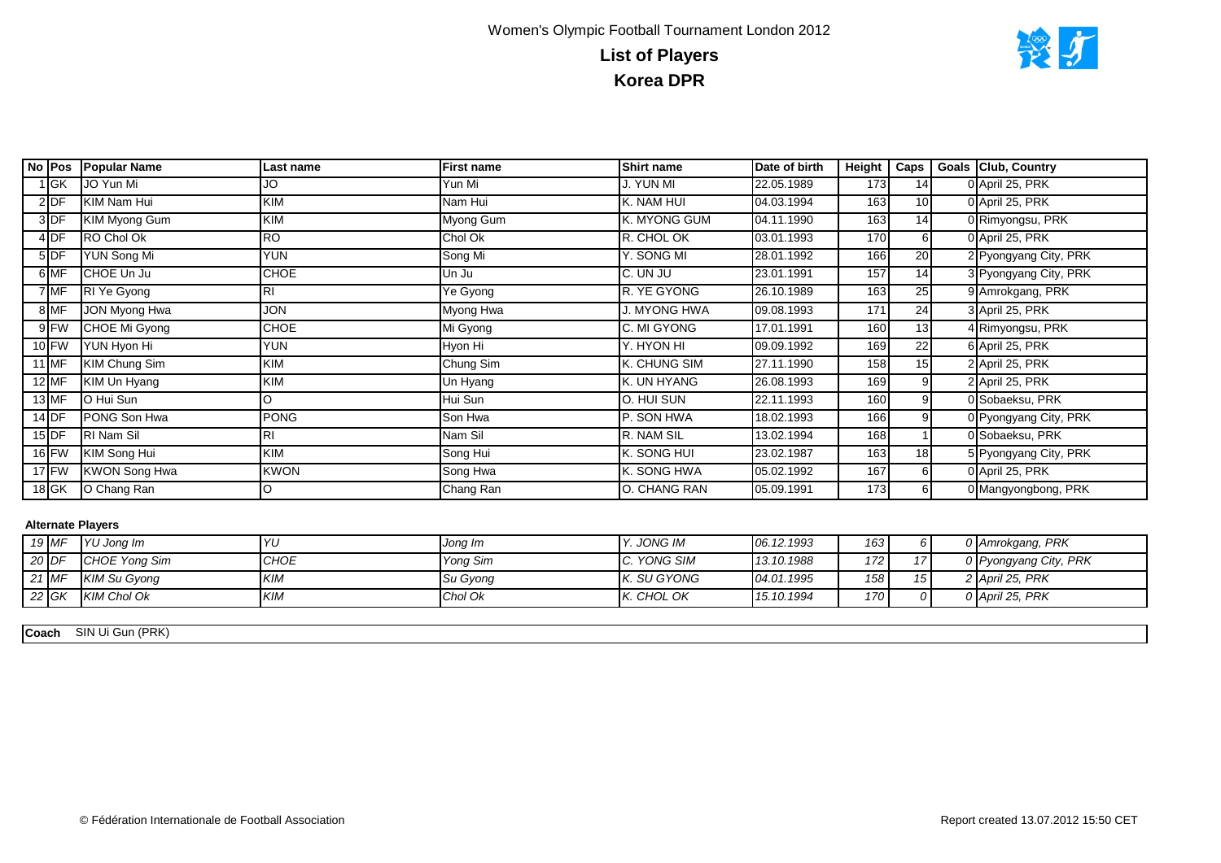Women's Olympic Football Tournament London 2012

# List of Players

## Korea DPR

| No | Pos | Popular Name | Last name | First name | Shirt name | Date of birth | Height | Caps | Goals | Club, Country |
|---|---|---|---|---|---|---|---|---|---|---|
| 1 | GK | JO Yun Mi | JO | Yun Mi | J. YUN MI | 22.05.1989 | 173 | 14 | 0 | April 25, PRK |
| 2 | DF | KIM Nam Hui | KIM | Nam Hui | K. NAM HUI | 04.03.1994 | 163 | 10 | 0 | April 25, PRK |
| 3 | DF | KIM Myong Gum | KIM | Myong Gum | K. MYONG GUM | 04.11.1990 | 163 | 14 | 0 | Rimyongsu, PRK |
| 4 | DF | RO Chol Ok | RO | Chol Ok | R. CHOL OK | 03.01.1993 | 170 | 6 | 0 | April 25, PRK |
| 5 | DF | YUN Song Mi | YUN | Song Mi | Y. SONG MI | 28.01.1992 | 166 | 20 | 2 | Pyongyang City, PRK |
| 6 | MF | CHOE Un Ju | CHOE | Un Ju | C. UN JU | 23.01.1991 | 157 | 14 | 3 | Pyongyang City, PRK |
| 7 | MF | RI Ye Gyong | RI | Ye Gyong | R. YE GYONG | 26.10.1989 | 163 | 25 | 9 | Amrokgang, PRK |
| 8 | MF | JON Myong Hwa | JON | Myong Hwa | J. MYONG HWA | 09.08.1993 | 171 | 24 | 3 | April 25, PRK |
| 9 | FW | CHOE Mi Gyong | CHOE | Mi Gyong | C. MI GYONG | 17.01.1991 | 160 | 13 | 4 | Rimyongsu, PRK |
| 10 | FW | YUN Hyon Hi | YUN | Hyon Hi | Y. HYON HI | 09.09.1992 | 169 | 22 | 6 | April 25, PRK |
| 11 | MF | KIM Chung Sim | KIM | Chung Sim | K. CHUNG SIM | 27.11.1990 | 158 | 15 | 2 | April 25, PRK |
| 12 | MF | KIM Un Hyang | KIM | Un Hyang | K. UN HYANG | 26.08.1993 | 169 | 9 | 2 | April 25, PRK |
| 13 | MF | O Hui Sun | O | Hui Sun | O. HUI SUN | 22.11.1993 | 160 | 9 | 0 | Sobaeksu, PRK |
| 14 | DF | PONG Son Hwa | PONG | Son Hwa | P. SON HWA | 18.02.1993 | 166 | 9 | 0 | Pyongyang City, PRK |
| 15 | DF | RI Nam Sil | RI | Nam Sil | R. NAM SIL | 13.02.1994 | 168 | 1 | 0 | Sobaeksu, PRK |
| 16 | FW | KIM Song Hui | KIM | Song Hui | K. SONG HUI | 23.02.1987 | 163 | 18 | 5 | Pyongyang City, PRK |
| 17 | FW | KWON Song Hwa | KWON | Song Hwa | K. SONG HWA | 05.02.1992 | 167 | 6 | 0 | April 25, PRK |
| 18 | GK | O Chang Ran | O | Chang Ran | O. CHANG RAN | 05.09.1991 | 173 | 6 | 0 | Mangyongbong, PRK |

**Alternate Players**

| No | Pos | Popular Name | Last name | First name | Shirt name | Date of birth | Height | Caps | Goals | Club, Country |
|---|---|---|---|---|---|---|---|---|---|---|
| *19* | *MF* | *YU Jong Im* | *YU* | *Jong Im* | *Y. JONG IM* | *06.12.1993* | *163* | *6* | *0* | *Amrokgang, PRK* |
| *20* | *DF* | *CHOE Yong Sim* | *CHOE* | *Yong Sim* | *C. YONG SIM* | *13.10.1988* | *172* | *17* | *0* | *Pyongyang City, PRK* |
| *21* | *MF* | *KIM Su Gyong* | *KIM* | *Su Gyong* | *K. SU GYONG* | *04.01.1995* | *158* | *15* | *2* | *April 25, PRK* |
| *22* | *GK* | *KIM Chol Ok* | *KIM* | *Chol Ok* | *K. CHOL OK* | *15.10.1994* | *170* | *0* | *0* | *April 25, PRK* |

**Coach** SIN Ui Gun (PRK)

© Fédération Internationale de Football Association

Report created 13.07.2012 15:50 CET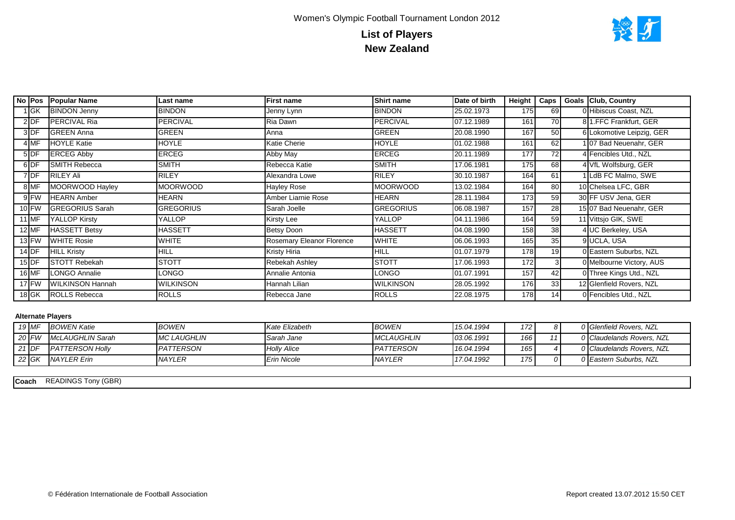Women's Olympic Football Tournament London 2012

# List of Players
## New Zealand

| No | Pos | Popular Name | Last name | First name | Shirt name | Date of birth | Height | Caps | Goals | Club, Country |
|---|---|---|---|---|---|---|---|---|---|---|
| 1 | GK | BINDON Jenny | BINDON | Jenny Lynn | BINDON | 25.02.1973 | 175 | 69 | 0 | Hibiscus Coast, NZL |
| 2 | DF | PERCIVAL Ria | PERCIVAL | Ria Dawn | PERCIVAL | 07.12.1989 | 161 | 70 | 8 | 1.FFC Frankfurt, GER |
| 3 | DF | GREEN Anna | GREEN | Anna | GREEN | 20.08.1990 | 167 | 50 | 6 | Lokomotive Leipzig, GER |
| 4 | MF | HOYLE Katie | HOYLE | Katie Cherie | HOYLE | 01.02.1988 | 161 | 62 | 1 | 07 Bad Neuenahr, GER |
| 5 | DF | ERCEG Abby | ERCEG | Abby May | ERCEG | 20.11.1989 | 177 | 72 | 4 | Fencibles Utd., NZL |
| 6 | DF | SMITH Rebecca | SMITH | Rebecca Katie | SMITH | 17.06.1981 | 175 | 68 | 4 | VfL Wolfsburg, GER |
| 7 | DF | RILEY Ali | RILEY | Alexandra Lowe | RILEY | 30.10.1987 | 164 | 61 | 1 | LdB FC Malmo, SWE |
| 8 | MF | MOORWOOD Hayley | MOORWOOD | Hayley Rose | MOORWOOD | 13.02.1984 | 164 | 80 | 10 | Chelsea LFC, GBR |
| 9 | FW | HEARN Amber | HEARN | Amber Liarnie Rose | HEARN | 28.11.1984 | 173 | 59 | 30 | FF USV Jena, GER |
| 10 | FW | GREGORIUS Sarah | GREGORIUS | Sarah Joelle | GREGORIUS | 06.08.1987 | 157 | 28 | 15 | 07 Bad Neuenahr, GER |
| 11 | MF | YALLOP Kirsty | YALLOP | Kirsty Lee | YALLOP | 04.11.1986 | 164 | 59 | 11 | Vittsjo GIK, SWE |
| 12 | MF | HASSETT Betsy | HASSETT | Betsy Doon | HASSETT | 04.08.1990 | 158 | 38 | 4 | UC Berkeley, USA |
| 13 | FW | WHITE Rosie | WHITE | Rosemary Eleanor Florence | WHITE | 06.06.1993 | 165 | 35 | 9 | UCLA, USA |
| 14 | DF | HILL Kristy | HILL | Kristy Hiria | HILL | 01.07.1979 | 178 | 19 | 0 | Eastern Suburbs, NZL |
| 15 | DF | STOTT Rebekah | STOTT | Rebekah Ashley | STOTT | 17.06.1993 | 172 | 3 | 0 | Melbourne Victory, AUS |
| 16 | MF | LONGO Annalie | LONGO | Annalie Antonia | LONGO | 01.07.1991 | 157 | 42 | 0 | Three Kings Utd., NZL |
| 17 | FW | WILKINSON Hannah | WILKINSON | Hannah Lilian | WILKINSON | 28.05.1992 | 176 | 33 | 12 | Glenfield Rovers, NZL |
| 18 | GK | ROLLS Rebecca | ROLLS | Rebecca Jane | ROLLS | 22.08.1975 | 178 | 14 | 0 | Fencibles Utd., NZL |

**Alternate Players**

| No | Pos | Popular Name | Last name | First name | Shirt name | Date of birth | Height | Caps | Goals | Club, Country |
|---|---|---|---|---|---|---|---|---|---|---|
| *19* | *MF* | *BOWEN Katie* | *BOWEN* | *Kate Elizabeth* | *BOWEN* | *15.04.1994* | *172* | *8* | *0* | *Glenfield Rovers, NZL* |
| *20* | *FW* | *McLAUGHLIN Sarah* | *MC LAUGHLIN* | *Sarah Jane* | *MCLAUGHLIN* | *03.06.1991* | *166* | *11* | *0* | *Claudelands Rovers, NZL* |
| *21* | *DF* | *PATTERSON Holly* | *PATTERSON* | *Holly Alice* | *PATTERSON* | *16.04.1994* | *165* | *4* | *0* | *Claudelands Rovers, NZL* |
| *22* | *GK* | *NAYLER Erin* | *NAYLER* | *Erin Nicole* | *NAYLER* | *17.04.1992* | *175* | *0* | *0* | *Eastern Suburbs, NZL* |

**Coach** READINGS Tony (GBR)

© Fédération Internationale de Football Association

Report created 13.07.2012 15:50 CET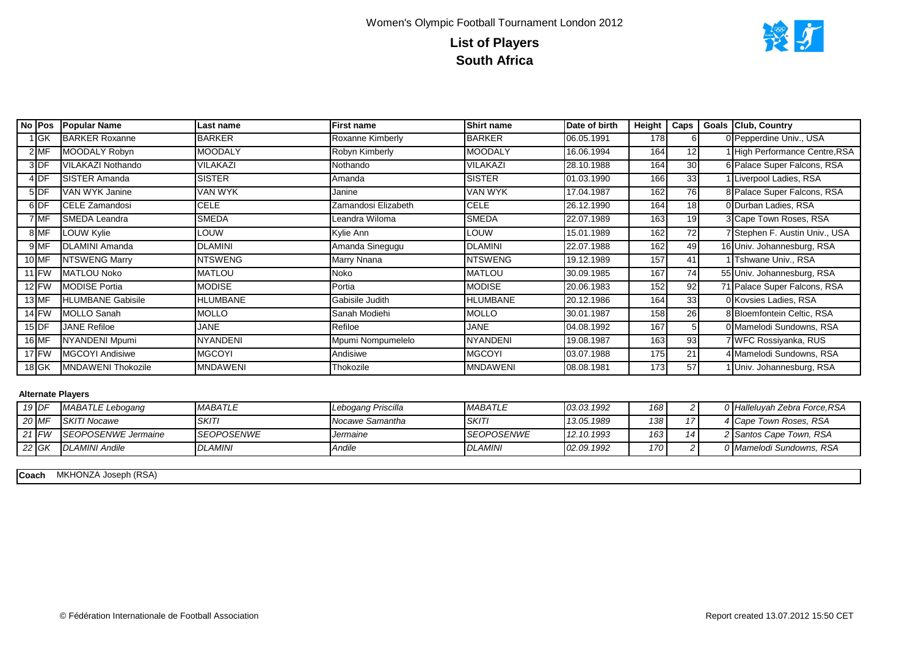Women's Olympic Football Tournament London 2012

# List of Players
## South Africa

| No | Pos | Popular Name | Last name | First name | Shirt name | Date of birth | Height | Caps | Goals | Club, Country |
|---|---|---|---|---|---|---|---|---|---|---|
| 1 | GK | BARKER Roxanne | BARKER | Roxanne Kimberly | BARKER | 06.05.1991 | 178 | 6 | 0 | Pepperdine Univ., USA |
| 2 | MF | MOODALY Robyn | MOODALY | Robyn Kimberly | MOODALY | 16.06.1994 | 164 | 12 | 1 | High Performance Centre,RSA |
| 3 | DF | VILAKAZI Nothando | VILAKAZI | Nothando | VILAKAZI | 28.10.1988 | 164 | 30 | 6 | Palace Super Falcons, RSA |
| 4 | DF | SISTER Amanda | SISTER | Amanda | SISTER | 01.03.1990 | 166 | 33 | 1 | Liverpool Ladies, RSA |
| 5 | DF | VAN WYK Janine | VAN WYK | Janine | VAN WYK | 17.04.1987 | 162 | 76 | 8 | Palace Super Falcons, RSA |
| 6 | DF | CELE Zamandosi | CELE | Zamandosi Elizabeth | CELE | 26.12.1990 | 164 | 18 | 0 | Durban Ladies, RSA |
| 7 | MF | SMEDA Leandra | SMEDA | Leandra Wiloma | SMEDA | 22.07.1989 | 163 | 19 | 3 | Cape Town Roses, RSA |
| 8 | MF | LOUW Kylie | LOUW | Kylie Ann | LOUW | 15.01.1989 | 162 | 72 | 7 | Stephen F. Austin Univ., USA |
| 9 | MF | DLAMINI Amanda | DLAMINI | Amanda Sinegugu | DLAMINI | 22.07.1988 | 162 | 49 | 16 | Univ. Johannesburg, RSA |
| 10 | MF | NTSWENG Marry | NTSWENG | Marry Nnana | NTSWENG | 19.12.1989 | 157 | 41 | 1 | Tshwane Univ., RSA |
| 11 | FW | MATLOU Noko | MATLOU | Noko | MATLOU | 30.09.1985 | 167 | 74 | 55 | Univ. Johannesburg, RSA |
| 12 | FW | MODISE Portia | MODISE | Portia | MODISE | 20.06.1983 | 152 | 92 | 71 | Palace Super Falcons, RSA |
| 13 | MF | HLUMBANE Gabisile | HLUMBANE | Gabisile Judith | HLUMBANE | 20.12.1986 | 164 | 33 | 0 | Kovsies Ladies, RSA |
| 14 | FW | MOLLO Sanah | MOLLO | Sanah Modiehi | MOLLO | 30.01.1987 | 158 | 26 | 8 | Bloemfontein Celtic, RSA |
| 15 | DF | JANE Refiloe | JANE | Refiloe | JANE | 04.08.1992 | 167 | 5 | 0 | Mamelodi Sundowns, RSA |
| 16 | MF | NYANDENI Mpumi | NYANDENI | Mpumi Nompumelelo | NYANDENI | 19.08.1987 | 163 | 93 | 7 | WFC Rossiyanka, RUS |
| 17 | FW | MGCOYI Andisiwe | MGCOYI | Andisiwe | MGCOYI | 03.07.1988 | 175 | 21 | 4 | Mamelodi Sundowns, RSA |
| 18 | GK | MNDAWENI Thokozile | MNDAWENI | Thokozile | MNDAWENI | 08.08.1981 | 173 | 57 | 1 | Univ. Johannesburg, RSA |

**Alternate Players**

| No | Pos | Popular Name | Last name | First name | Shirt name | Date of birth | Height | Caps | Goals | Club, Country |
|---|---|---|---|---|---|---|---|---|---|---|
| *19* | *DF* | *MABATLE Lebogang* | *MABATLE* | *Lebogang Priscilla* | *MABATLE* | *03.03.1992* | *168* | *2* | *0* | *Halleluyah Zebra Force,RSA* |
| *20* | *MF* | *SKITI Nocawe* | *SKITI* | *Nocawe Samantha* | *SKITI* | *13.05.1989* | *138* | *17* | *4* | *Cape Town Roses, RSA* |
| *21* | *FW* | *SEOPOSENWE Jermaine* | *SEOPOSENWE* | *Jermaine* | *SEOPOSENWE* | *12.10.1993* | *163* | *14* | *2* | *Santos Cape Town, RSA* |
| *22* | *GK* | *DLAMINI Andile* | *DLAMINI* | *Andile* | *DLAMINI* | *02.09.1992* | *170* | *2* | *0* | *Mamelodi Sundowns, RSA* |

**Coach** MKHONZA Joseph (RSA)

© Fédération Internationale de Football Association

Report created 13.07.2012 15:50 CET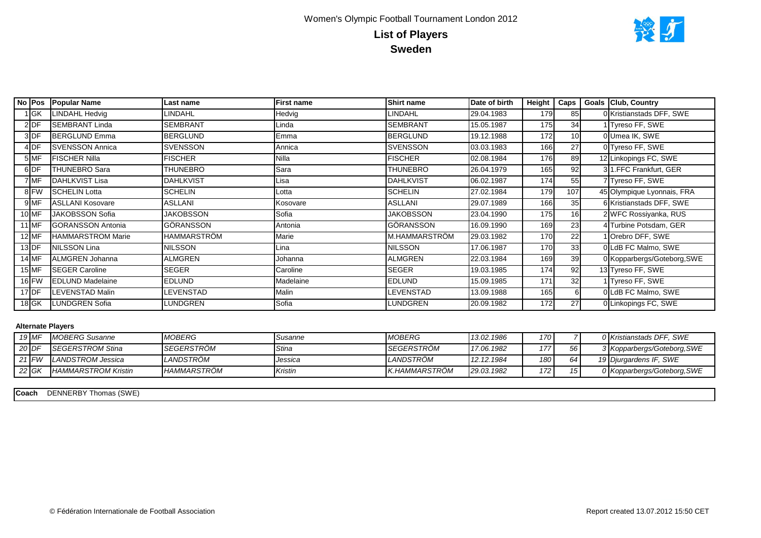Women's Olympic Football Tournament London 2012

# List of Players
## Sweden

| No | Pos | Popular Name | Last name | First name | Shirt name | Date of birth | Height | Caps | Goals | Club, Country |
|---|---|---|---|---|---|---|---|---|---|---|
| 1 | GK | LINDAHL Hedvig | LINDAHL | Hedvig | LINDAHL | 29.04.1983 | 179 | 85 | 0 | Kristianstads DFF, SWE |
| 2 | DF | SEMBRANT Linda | SEMBRANT | Linda | SEMBRANT | 15.05.1987 | 175 | 34 | 1 | Tyreso FF, SWE |
| 3 | DF | BERGLUND Emma | BERGLUND | Emma | BERGLUND | 19.12.1988 | 172 | 10 | 0 | Umea IK, SWE |
| 4 | DF | SVENSSON Annica | SVENSSON | Annica | SVENSSON | 03.03.1983 | 166 | 27 | 0 | Tyreso FF, SWE |
| 5 | MF | FISCHER Nilla | FISCHER | Nilla | FISCHER | 02.08.1984 | 176 | 89 | 12 | Linkopings FC, SWE |
| 6 | DF | THUNEBRO Sara | THUNEBRO | Sara | THUNEBRO | 26.04.1979 | 165 | 92 | 3 | 1.FFC Frankfurt, GER |
| 7 | MF | DAHLKVIST Lisa | DAHLKVIST | Lisa | DAHLKVIST | 06.02.1987 | 174 | 55 | 7 | Tyreso FF, SWE |
| 8 | FW | SCHELIN Lotta | SCHELIN | Lotta | SCHELIN | 27.02.1984 | 179 | 107 | 45 | Olympique Lyonnais, FRA |
| 9 | MF | ASLLANI Kosovare | ASLLANI | Kosovare | ASLLANI | 29.07.1989 | 166 | 35 | 6 | Kristianstads DFF, SWE |
| 10 | MF | JAKOBSSON Sofia | JAKOBSSON | Sofia | JAKOBSSON | 23.04.1990 | 175 | 16 | 2 | WFC Rossiyanka, RUS |
| 11 | MF | GORANSSON Antonia | GÖRANSSON | Antonia | GÖRANSSON | 16.09.1990 | 169 | 23 | 4 | Turbine Potsdam, GER |
| 12 | MF | HAMMARSTROM Marie | HAMMARSTRÖM | Marie | M.HAMMARSTRÖM | 29.03.1982 | 170 | 22 | 1 | Orebro DFF, SWE |
| 13 | DF | NILSSON Lina | NILSSON | Lina | NILSSON | 17.06.1987 | 170 | 33 | 0 | LdB FC Malmo, SWE |
| 14 | MF | ALMGREN Johanna | ALMGREN | Johanna | ALMGREN | 22.03.1984 | 169 | 39 | 0 | Kopparbergs/Goteborg,SWE |
| 15 | MF | SEGER Caroline | SEGER | Caroline | SEGER | 19.03.1985 | 174 | 92 | 13 | Tyreso FF, SWE |
| 16 | FW | EDLUND Madelaine | EDLUND | Madelaine | EDLUND | 15.09.1985 | 171 | 32 | 1 | Tyreso FF, SWE |
| 17 | DF | LEVENSTAD Malin | LEVENSTAD | Malin | LEVENSTAD | 13.09.1988 | 165 | 6 | 0 | LdB FC Malmo, SWE |
| 18 | GK | LUNDGREN Sofia | LUNDGREN | Sofia | LUNDGREN | 20.09.1982 | 172 | 27 | 0 | Linkopings FC, SWE |

**Alternate Players**

| No | Pos | Popular Name | Last name | First name | Shirt name | Date of birth | Height | Caps | Goals | Club, Country |
|---|---|---|---|---|---|---|---|---|---|---|
| *19* | *MF* | *MOBERG Susanne* | *MOBERG* | *Susanne* | *MOBERG* | *13.02.1986* | *170* | *7* | *0* | *Kristianstads DFF, SWE* |
| *20* | *DF* | *SEGERSTROM Stina* | *SEGERSTRÖM* | *Stina* | *SEGERSTRÖM* | *17.06.1982* | *177* | *56* | *3* | *Kopparbergs/Goteborg,SWE* |
| *21* | *FW* | *LANDSTROM Jessica* | *LANDSTRÖM* | *Jessica* | *LANDSTRÖM* | *12.12.1984* | *180* | *64* | *19* | *Djurgardens IF, SWE* |
| *22* | *GK* | *HAMMARSTROM Kristin* | *HAMMARSTRÖM* | *Kristin* | *K.HAMMARSTRÖM* | *29.03.1982* | *172* | *15* | *0* | *Kopparbergs/Goteborg,SWE* |

**Coach** DENNERBY Thomas (SWE)

© Fédération Internationale de Football Association

Report created 13.07.2012 15:50 CET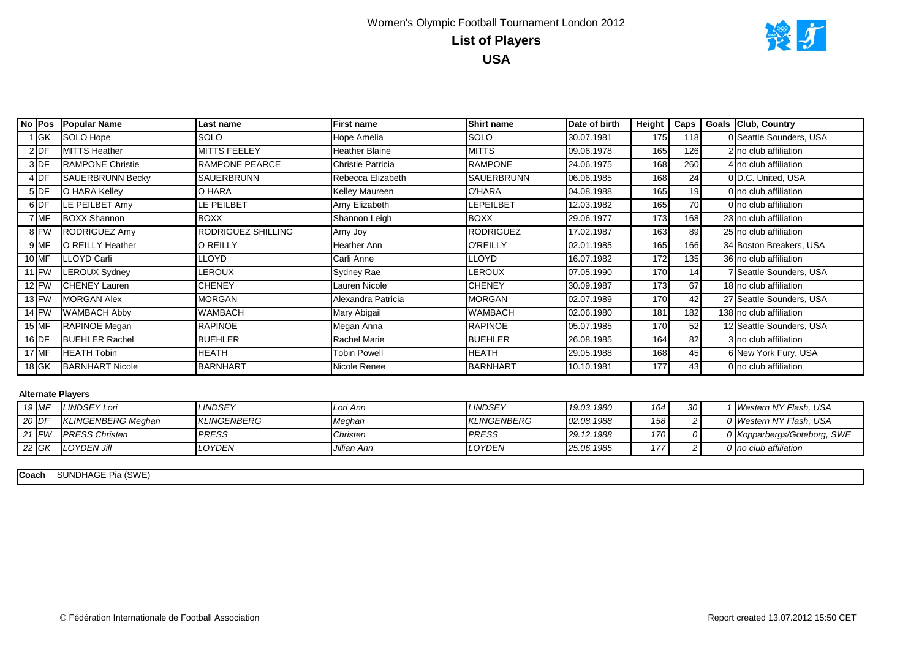Women's Olympic Football Tournament London 2012

# List of Players

## USA

| No | Pos | Popular Name | Last name | First name | Shirt name | Date of birth | Height | Caps | Goals | Club, Country |
|---|---|---|---|---|---|---|---|---|---|---|
| 1 | GK | SOLO Hope | SOLO | Hope Amelia | SOLO | 30.07.1981 | 175 | 118 | 0 | Seattle Sounders, USA |
| 2 | DF | MITTS Heather | MITTS FEELEY | Heather Blaine | MITTS | 09.06.1978 | 165 | 126 | 2 | no club affiliation |
| 3 | DF | RAMPONE Christie | RAMPONE PEARCE | Christie Patricia | RAMPONE | 24.06.1975 | 168 | 260 | 4 | no club affiliation |
| 4 | DF | SAUERBRUNN Becky | SAUERBRUNN | Rebecca Elizabeth | SAUERBRUNN | 06.06.1985 | 168 | 24 | 0 | D.C. United, USA |
| 5 | DF | O HARA Kelley | O HARA | Kelley Maureen | O'HARA | 04.08.1988 | 165 | 19 | 0 | no club affiliation |
| 6 | DF | LE PEILBET Amy | LE PEILBET | Amy Elizabeth | LEPEILBET | 12.03.1982 | 165 | 70 | 0 | no club affiliation |
| 7 | MF | BOXX Shannon | BOXX | Shannon Leigh | BOXX | 29.06.1977 | 173 | 168 | 23 | no club affiliation |
| 8 | FW | RODRIGUEZ Amy | RODRIGUEZ SHILLING | Amy Joy | RODRIGUEZ | 17.02.1987 | 163 | 89 | 25 | no club affiliation |
| 9 | MF | O REILLY Heather | O REILLY | Heather Ann | O'REILLY | 02.01.1985 | 165 | 166 | 34 | Boston Breakers, USA |
| 10 | MF | LLOYD Carli | LLOYD | Carli Anne | LLOYD | 16.07.1982 | 172 | 135 | 36 | no club affiliation |
| 11 | FW | LEROUX Sydney | LEROUX | Sydney Rae | LEROUX | 07.05.1990 | 170 | 14 | 7 | Seattle Sounders, USA |
| 12 | FW | CHENEY Lauren | CHENEY | Lauren Nicole | CHENEY | 30.09.1987 | 173 | 67 | 18 | no club affiliation |
| 13 | FW | MORGAN Alex | MORGAN | Alexandra Patricia | MORGAN | 02.07.1989 | 170 | 42 | 27 | Seattle Sounders, USA |
| 14 | FW | WAMBACH Abby | WAMBACH | Mary Abigail | WAMBACH | 02.06.1980 | 181 | 182 | 138 | no club affiliation |
| 15 | MF | RAPINOE Megan | RAPINOE | Megan Anna | RAPINOE | 05.07.1985 | 170 | 52 | 12 | Seattle Sounders, USA |
| 16 | DF | BUEHLER Rachel | BUEHLER | Rachel Marie | BUEHLER | 26.08.1985 | 164 | 82 | 3 | no club affiliation |
| 17 | MF | HEATH Tobin | HEATH | Tobin Powell | HEATH | 29.05.1988 | 168 | 45 | 6 | New York Fury, USA |
| 18 | GK | BARNHART Nicole | BARNHART | Nicole Renee | BARNHART | 10.10.1981 | 177 | 43 | 0 | no club affiliation |

**Alternate Players**

| No | Pos | Popular Name | Last name | First name | Shirt name | Date of birth | Height | Caps | Goals | Club, Country |
|---|---|---|---|---|---|---|---|---|---|---|
| *19* | *MF* | *LINDSEY Lori* | *LINDSEY* | *Lori Ann* | *LINDSEY* | *19.03.1980* | *164* | *30* | *1* | *Western NY Flash, USA* |
| *20* | *DF* | *KLINGENBERG Meghan* | *KLINGENBERG* | *Meghan* | *KLINGENBERG* | *02.08.1988* | *158* | *2* | *0* | *Western NY Flash, USA* |
| *21* | *FW* | *PRESS Christen* | *PRESS* | *Christen* | *PRESS* | *29.12.1988* | *170* | *0* | *0* | *Kopparbergs/Goteborg, SWE* |
| *22* | *GK* | *LOYDEN Jill* | *LOYDEN* | *Jillian Ann* | *LOYDEN* | *25.06.1985* | *177* | *2* | *0* | *no club affiliation* |

**Coach** SUNDHAGE Pia (SWE)

© Fédération Internationale de Football Association

Report created 13.07.2012 15:50 CET